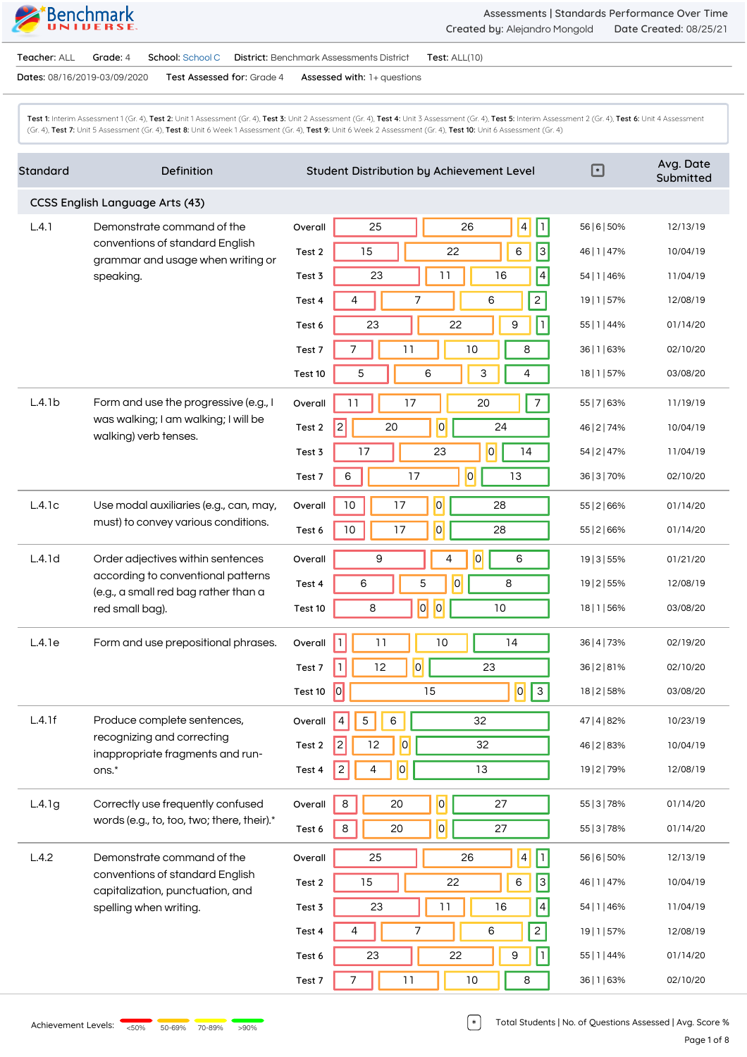Benchmark UNIVERSE

Assessments | Standards Performance Over Time
Created by: Alejandro Mongold Date Created: 08/25/21

**Teacher:** ALL **Grade:** 4 **School:** School C **District:** Benchmark Assessments District **Test:** ALL(10)

**Dates:** 08/16/2019-03/09/2020 **Test Assessed for:** Grade 4 **Assessed with:** 1+ questions

**Test 1:** Interim Assessment 1 (Gr. 4), **Test 2:** Unit 1 Assessment (Gr. 4), **Test 3:** Unit 2 Assessment (Gr. 4), **Test 4:** Unit 3 Assessment (Gr. 4), **Test 5:** Interim Assessment 2 (Gr. 4), **Test 6:** Unit 4 Assessment (Gr. 4), **Test 7:** Unit 5 Assessment (Gr. 4), **Test 8:** Unit 6 Week 1 Assessment (Gr. 4), **Test 9:** Unit 6 Week 2 Assessment (Gr. 4), **Test 10:** Unit 6 Assessment (Gr. 4)

| Standard | Definition | Test | <50% | 50-69% | 70-89% | >90% | * | Avg. Date Submitted |
|---|---|---|---|---|---|---|---|---|
| **CCSS English Language Arts (43)** | | | | | | | | |
| L.4.1 | Demonstrate command of the conventions of standard English grammar and usage when writing or speaking. | Overall | 25 | 26 | 4 | 1 | 56 \| 6 \| 50% | 12/13/19 |
| | | Test 2 | 15 | 22 | 6 | 3 | 46 \| 1 \| 47% | 10/04/19 |
| | | Test 3 | 23 | 11 | 16 | 4 | 54 \| 1 \| 46% | 11/04/19 |
| | | Test 4 | 4 | 7 | 6 | 2 | 19 \| 1 \| 57% | 12/08/19 |
| | | Test 6 | 23 | 22 | 9 | 1 | 55 \| 1 \| 44% | 01/14/20 |
| | | Test 7 | 7 | 11 | 10 | 8 | 36 \| 1 \| 63% | 02/10/20 |
| | | Test 10 | 5 | 6 | 3 | 4 | 18 \| 1 \| 57% | 03/08/20 |
| L.4.1b | Form and use the progressive (e.g., I was walking; I am walking; I will be walking) verb tenses. | Overall | 11 | 17 | 20 | 7 | 55 \| 7 \| 63% | 11/19/19 |
| | | Test 2 | 2 | 20 | 0 | 24 | 46 \| 2 \| 74% | 10/04/19 |
| | | Test 3 | 17 | 23 | 0 | 14 | 54 \| 2 \| 47% | 11/04/19 |
| | | Test 7 | 6 | 17 | 0 | 13 | 36 \| 3 \| 70% | 02/10/20 |
| L.4.1c | Use modal auxiliaries (e.g., can, may, must) to convey various conditions. | Overall | 10 | 17 | 0 | 28 | 55 \| 2 \| 66% | 01/14/20 |
| | | Test 6 | 10 | 17 | 0 | 28 | 55 \| 2 \| 66% | 01/14/20 |
| L.4.1d | Order adjectives within sentences according to conventional patterns (e.g., a small red bag rather than a red small bag). | Overall | 9 | 4 | 0 | 6 | 19 \| 3 \| 55% | 01/21/20 |
| | | Test 4 | 6 | 5 | 0 | 8 | 19 \| 2 \| 55% | 12/08/19 |
| | | Test 10 | 8 | 0 | 0 | 10 | 18 \| 1 \| 56% | 03/08/20 |
| L.4.1e | Form and use prepositional phrases. | Overall | 1 | 11 | 10 | 14 | 36 \| 4 \| 73% | 02/19/20 |
| | | Test 7 | 1 | 12 | 0 | 23 | 36 \| 2 \| 81% | 02/10/20 |
| | | Test 10 | 0 | 15 | 0 | 3 | 18 \| 2 \| 58% | 03/08/20 |
| L.4.1f | Produce complete sentences, recognizing and correcting inappropriate fragments and run-ons.* | Overall | 4 | 5 | 6 | 32 | 47 \| 4 \| 82% | 10/23/19 |
| | | Test 2 | 2 | 12 | 0 | 32 | 46 \| 2 \| 83% | 10/04/19 |
| | | Test 4 | 2 | 4 | 0 | 13 | 19 \| 2 \| 79% | 12/08/19 |
| L.4.1g | Correctly use frequently confused words (e.g., to, too, two; there, their).* | Overall | 8 | 20 | 0 | 27 | 55 \| 3 \| 78% | 01/14/20 |
| | | Test 6 | 8 | 20 | 0 | 27 | 55 \| 3 \| 78% | 01/14/20 |
| L.4.2 | Demonstrate command of the conventions of standard English capitalization, punctuation, and spelling when writing. | Overall | 25 | 26 | 4 | 1 | 56 \| 6 \| 50% | 12/13/19 |
| | | Test 2 | 15 | 22 | 6 | 3 | 46 \| 1 \| 47% | 10/04/19 |
| | | Test 3 | 23 | 11 | 16 | 4 | 54 \| 1 \| 46% | 11/04/19 |
| | | Test 4 | 4 | 7 | 6 | 2 | 19 \| 1 \| 57% | 12/08/19 |
| | | Test 6 | 23 | 22 | 9 | 1 | 55 \| 1 \| 44% | 01/14/20 |
| | | Test 7 | 7 | 11 | 10 | 8 | 36 \| 1 \| 63% | 02/10/20 |

Achievement Levels: <50% | 50-69% | 70-89% | >90%

\* Total Students | No. of Questions Assessed | Avg. Score %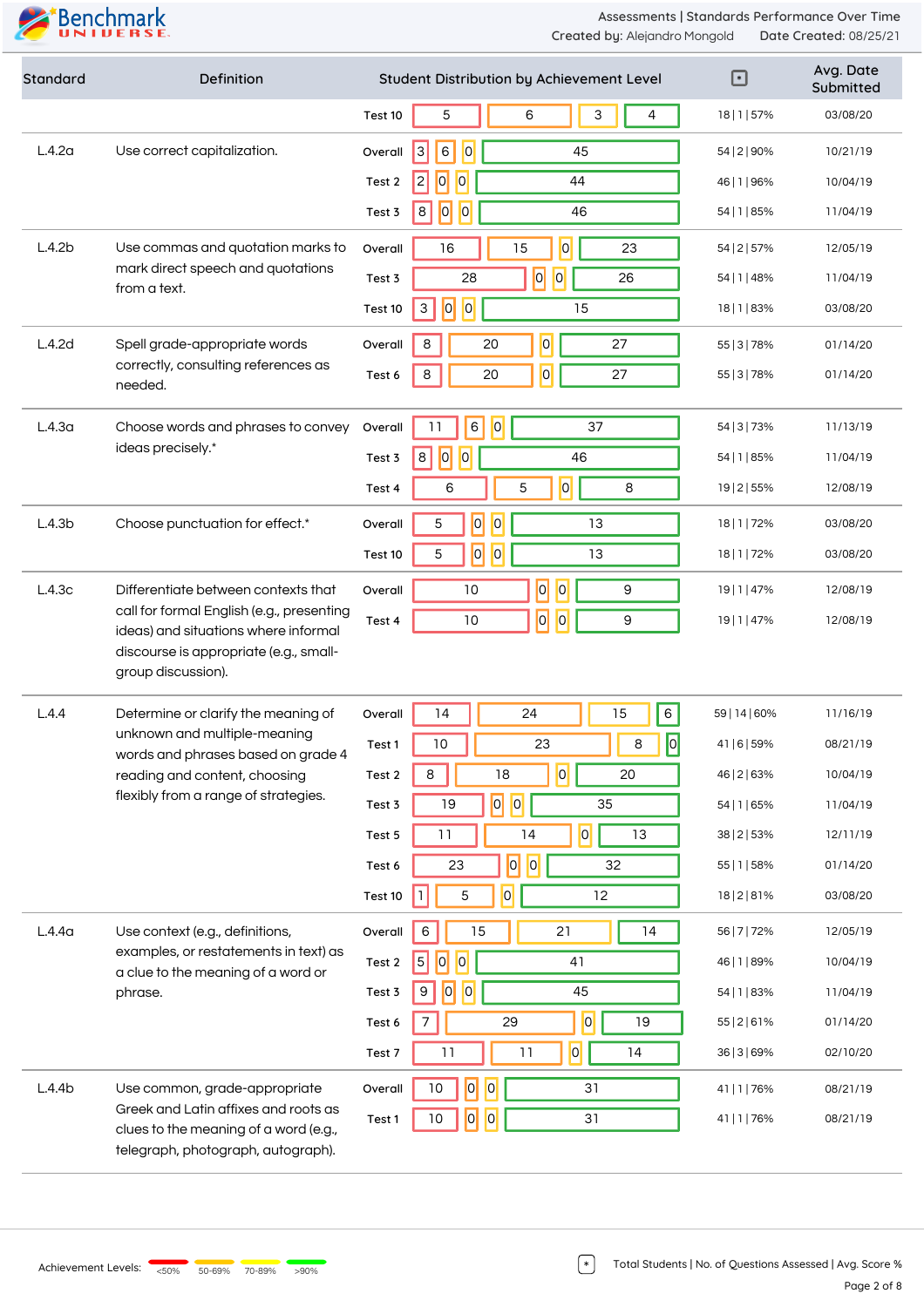Assessments | Standards Performance Over Time
Created by: Alejandro Mongold Date Created: 08/25/21

| Standard | Definition | | Student Distribution by Achievement Level | | | | * | Avg. Date Submitted |
|---|---|---|---|---|---|---|---|---|
| | | Test 10 | 5 | 6 | 3 | 4 | 18 \| 1 \| 57% | 03/08/20 |
| L.4.2a | Use correct capitalization. | Overall | 3 | 6 | 0 | 45 | 54 \| 2 \| 90% | 10/21/19 |
| | | Test 2 | 2 | 0 | 0 | 44 | 46 \| 1 \| 96% | 10/04/19 |
| | | Test 3 | 8 | 0 | 0 | 46 | 54 \| 1 \| 85% | 11/04/19 |
| L.4.2b | Use commas and quotation marks to mark direct speech and quotations from a text. | Overall | 16 | 15 | 0 | 23 | 54 \| 2 \| 57% | 12/05/19 |
| | | Test 3 | 28 | 0 | 0 | 26 | 54 \| 1 \| 48% | 11/04/19 |
| | | Test 10 | 3 | 0 | 0 | 15 | 18 \| 1 \| 83% | 03/08/20 |
| L.4.2d | Spell grade-appropriate words correctly, consulting references as needed. | Overall | 8 | 20 | 0 | 27 | 55 \| 3 \| 78% | 01/14/20 |
| | | Test 6 | 8 | 20 | 0 | 27 | 55 \| 3 \| 78% | 01/14/20 |
| L.4.3a | Choose words and phrases to convey ideas precisely.* | Overall | 11 | 6 | 0 | 37 | 54 \| 3 \| 73% | 11/13/19 |
| | | Test 3 | 8 | 0 | 0 | 46 | 54 \| 1 \| 85% | 11/04/19 |
| | | Test 4 | 6 | 5 | 0 | 8 | 19 \| 2 \| 55% | 12/08/19 |
| L.4.3b | Choose punctuation for effect.* | Overall | 5 | 0 | 0 | 13 | 18 \| 1 \| 72% | 03/08/20 |
| | | Test 10 | 5 | 0 | 0 | 13 | 18 \| 1 \| 72% | 03/08/20 |
| L.4.3c | Differentiate between contexts that call for formal English (e.g., presenting ideas) and situations where informal discourse is appropriate (e.g., small-group discussion). | Overall | 10 | 0 | 0 | 9 | 19 \| 1 \| 47% | 12/08/19 |
| | | Test 4 | 10 | 0 | 0 | 9 | 19 \| 1 \| 47% | 12/08/19 |
| L.4.4 | Determine or clarify the meaning of unknown and multiple-meaning words and phrases based on grade 4 reading and content, choosing flexibly from a range of strategies. | Overall | 14 | 24 | 15 | 6 | 59 \| 14 \| 60% | 11/16/19 |
| | | Test 1 | 10 | 23 | 8 | 0 | 41 \| 6 \| 59% | 08/21/19 |
| | | Test 2 | 8 | 18 | 0 | 20 | 46 \| 2 \| 63% | 10/04/19 |
| | | Test 3 | 19 | 0 | 0 | 35 | 54 \| 1 \| 65% | 11/04/19 |
| | | Test 5 | 11 | 14 | 0 | 13 | 38 \| 2 \| 53% | 12/11/19 |
| | | Test 6 | 23 | 0 | 0 | 32 | 55 \| 1 \| 58% | 01/14/20 |
| | | Test 10 | 1 | 5 | 0 | 12 | 18 \| 2 \| 81% | 03/08/20 |
| L.4.4a | Use context (e.g., definitions, examples, or restatements in text) as a clue to the meaning of a word or phrase. | Overall | 6 | 15 | 21 | 14 | 56 \| 7 \| 72% | 12/05/19 |
| | | Test 2 | 5 | 0 | 0 | 41 | 46 \| 1 \| 89% | 10/04/19 |
| | | Test 3 | 9 | 0 | 0 | 45 | 54 \| 1 \| 83% | 11/04/19 |
| | | Test 6 | 7 | 29 | 0 | 19 | 55 \| 2 \| 61% | 01/14/20 |
| | | Test 7 | 11 | 11 | 0 | 14 | 36 \| 3 \| 69% | 02/10/20 |
| L.4.4b | Use common, grade-appropriate Greek and Latin affixes and roots as clues to the meaning of a word (e.g., telegraph, photograph, autograph). | Overall | 10 | 0 | 0 | 31 | 41 \| 1 \| 76% | 08/21/19 |
| | | Test 1 | 10 | 0 | 0 | 31 | 41 \| 1 \| 76% | 08/21/19 |

Achievement Levels: <50% 50-69% 70-89% >90%

* Total Students | No. of Questions Assessed | Avg. Score %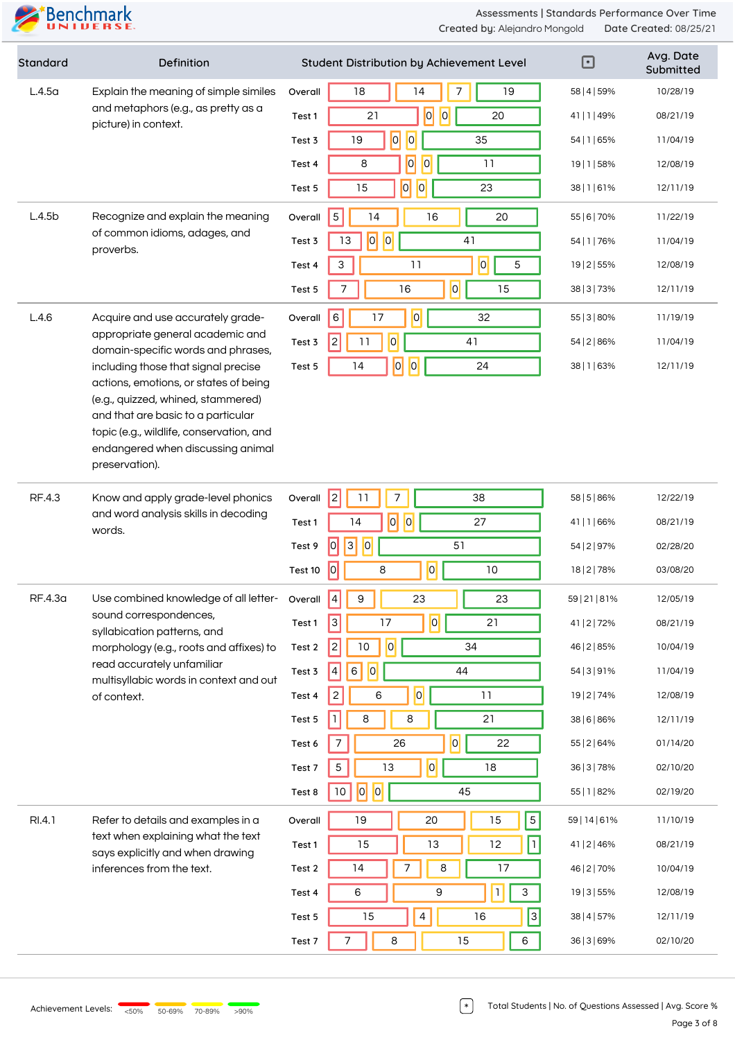Assessments | Standards Performance Over Time
Created by: Alejandro Mongold   Date Created: 08/25/21

| Standard | Definition | Test | Student Distribution by Achievement Level | * | Avg. Date Submitted |
|---|---|---|---|---|---|
| L.4.5a | Explain the meaning of simple similes and metaphors (e.g., as pretty as a picture) in context. | Overall | 18 / 14 / 7 / 19 | 58 \| 4 \| 59% | 10/28/19 |
| | | Test 1 | 21 / 0 / 0 / 20 | 41 \| 1 \| 49% | 08/21/19 |
| | | Test 3 | 19 / 0 / 0 / 35 | 54 \| 1 \| 65% | 11/04/19 |
| | | Test 4 | 8 / 0 / 0 / 11 | 19 \| 1 \| 58% | 12/08/19 |
| | | Test 5 | 15 / 0 / 0 / 23 | 38 \| 1 \| 61% | 12/11/19 |
| L.4.5b | Recognize and explain the meaning of common idioms, adages, and proverbs. | Overall | 5 / 14 / 16 / 20 | 55 \| 6 \| 70% | 11/22/19 |
| | | Test 3 | 13 / 0 / 0 / 41 | 54 \| 1 \| 76% | 11/04/19 |
| | | Test 4 | 3 / 11 / 0 / 5 | 19 \| 2 \| 55% | 12/08/19 |
| | | Test 5 | 7 / 16 / 0 / 15 | 38 \| 3 \| 73% | 12/11/19 |
| L.4.6 | Acquire and use accurately grade-appropriate general academic and domain-specific words and phrases, including those that signal precise actions, emotions, or states of being (e.g., quizzed, whined, stammered) and that are basic to a particular topic (e.g., wildlife, conservation, and endangered when discussing animal preservation). | Overall | 6 / 17 / 0 / 32 | 55 \| 3 \| 80% | 11/19/19 |
| | | Test 3 | 2 / 11 / 0 / 41 | 54 \| 2 \| 86% | 11/04/19 |
| | | Test 5 | 14 / 0 / 0 / 24 | 38 \| 1 \| 63% | 12/11/19 |
| RF.4.3 | Know and apply grade-level phonics and word analysis skills in decoding words. | Overall | 2 / 11 / 7 / 38 | 58 \| 5 \| 86% | 12/22/19 |
| | | Test 1 | 14 / 0 / 0 / 27 | 41 \| 1 \| 66% | 08/21/19 |
| | | Test 9 | 0 / 3 / 0 / 51 | 54 \| 2 \| 97% | 02/28/20 |
| | | Test 10 | 0 / 8 / 0 / 10 | 18 \| 2 \| 78% | 03/08/20 |
| RF.4.3a | Use combined knowledge of all letter-sound correspondences, syllabication patterns, and morphology (e.g., roots and affixes) to read accurately unfamiliar multisyllabic words in context and out of context. | Overall | 4 / 9 / 23 / 23 | 59 \| 21 \| 81% | 12/05/19 |
| | | Test 1 | 3 / 17 / 0 / 21 | 41 \| 2 \| 72% | 08/21/19 |
| | | Test 2 | 2 / 10 / 0 / 34 | 46 \| 2 \| 85% | 10/04/19 |
| | | Test 3 | 4 / 6 / 0 / 44 | 54 \| 3 \| 91% | 11/04/19 |
| | | Test 4 | 2 / 6 / 0 / 11 | 19 \| 2 \| 74% | 12/08/19 |
| | | Test 5 | 1 / 8 / 8 / 21 | 38 \| 6 \| 86% | 12/11/19 |
| | | Test 6 | 7 / 26 / 0 / 22 | 55 \| 2 \| 64% | 01/14/20 |
| | | Test 7 | 5 / 13 / 0 / 18 | 36 \| 3 \| 78% | 02/10/20 |
| | | Test 8 | 10 / 0 / 0 / 45 | 55 \| 1 \| 82% | 02/19/20 |
| RI.4.1 | Refer to details and examples in a text when explaining what the text says explicitly and when drawing inferences from the text. | Overall | 19 / 20 / 15 / 5 | 59 \| 14 \| 61% | 11/10/19 |
| | | Test 1 | 15 / 13 / 12 / 1 | 41 \| 2 \| 46% | 08/21/19 |
| | | Test 2 | 14 / 7 / 8 / 17 | 46 \| 2 \| 70% | 10/04/19 |
| | | Test 4 | 6 / 9 / 1 / 3 | 19 \| 3 \| 55% | 12/08/19 |
| | | Test 5 | 15 / 4 / 16 / 3 | 38 \| 4 \| 57% | 12/11/19 |
| | | Test 7 | 7 / 8 / 15 / 6 | 36 \| 3 \| 69% | 02/10/20 |

Achievement Levels: <50% | 50-69% | 70-89% | >90%

* Total Students | No. of Questions Assessed | Avg. Score %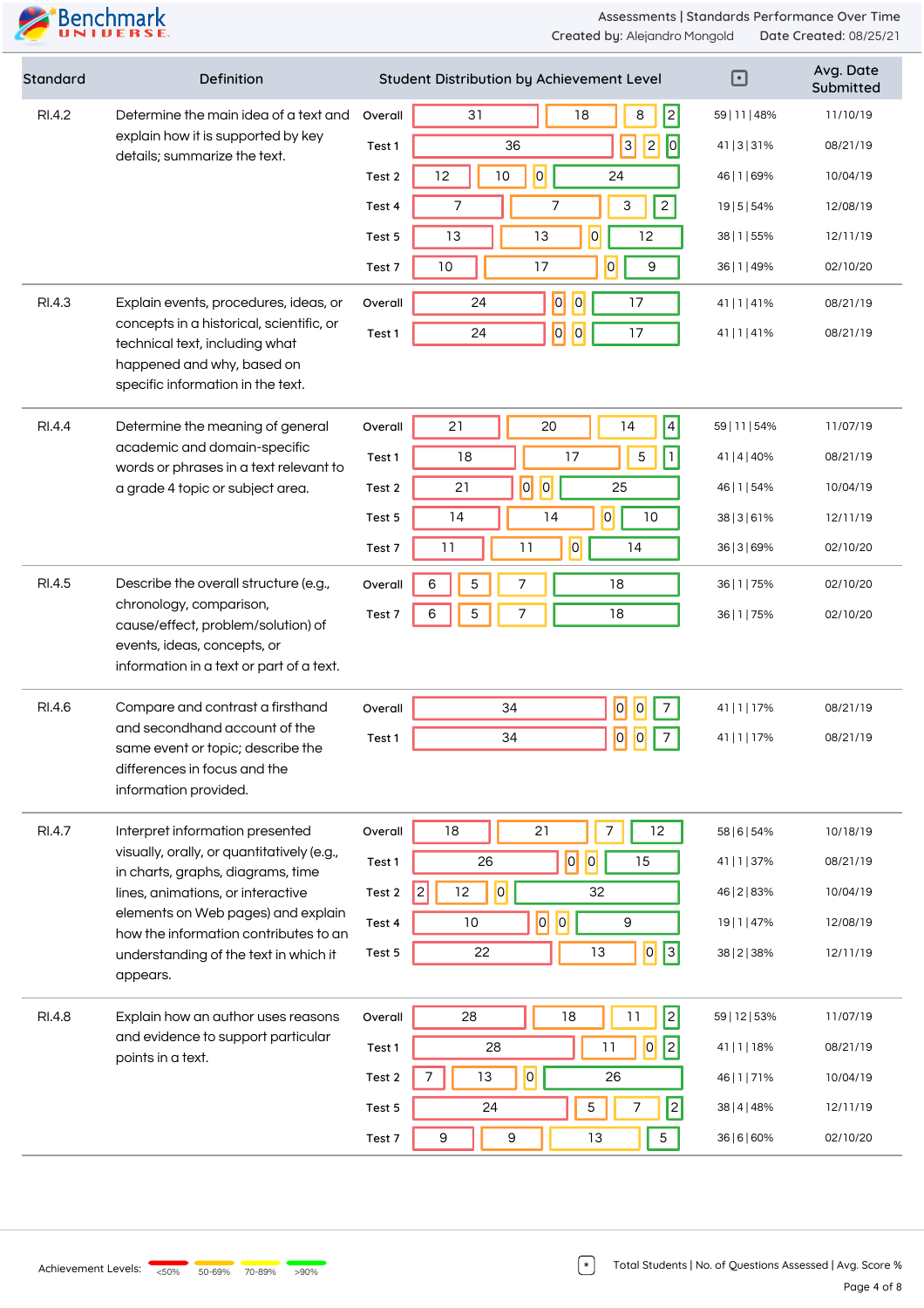Assessments | Standards Performance Over Time
Created by: Alejandro Mongold   Date Created: 08/25/21

| Standard | Definition | | Student Distribution by Achievement Level | | | | * | Avg. Date Submitted |
|---|---|---|---|---|---|---|---|---|
| RI.4.2 | Determine the main idea of a text and explain how it is supported by key details; summarize the text. | Overall | 31 | 18 | 8 | 2 | 59 \| 11 \| 48% | 11/10/19 |
| | | Test 1 | 36 | 3 | 2 | 0 | 41 \| 3 \| 31% | 08/21/19 |
| | | Test 2 | 12 | 10 | 0 | 24 | 46 \| 1 \| 69% | 10/04/19 |
| | | Test 4 | 7 | 7 | 3 | 2 | 19 \| 5 \| 54% | 12/08/19 |
| | | Test 5 | 13 | 13 | 0 | 12 | 38 \| 1 \| 55% | 12/11/19 |
| | | Test 7 | 10 | 17 | 0 | 9 | 36 \| 1 \| 49% | 02/10/20 |
| RI.4.3 | Explain events, procedures, ideas, or concepts in a historical, scientific, or technical text, including what happened and why, based on specific information in the text. | Overall | 24 | 0 | 0 | 17 | 41 \| 1 \| 41% | 08/21/19 |
| | | Test 1 | 24 | 0 | 0 | 17 | 41 \| 1 \| 41% | 08/21/19 |
| RI.4.4 | Determine the meaning of general academic and domain-specific words or phrases in a text relevant to a grade 4 topic or subject area. | Overall | 21 | 20 | 14 | 4 | 59 \| 11 \| 54% | 11/07/19 |
| | | Test 1 | 18 | 17 | 5 | 1 | 41 \| 4 \| 40% | 08/21/19 |
| | | Test 2 | 21 | 0 | 0 | 25 | 46 \| 1 \| 54% | 10/04/19 |
| | | Test 5 | 14 | 14 | 0 | 10 | 38 \| 3 \| 61% | 12/11/19 |
| | | Test 7 | 11 | 11 | 0 | 14 | 36 \| 3 \| 69% | 02/10/20 |
| RI.4.5 | Describe the overall structure (e.g., chronology, comparison, cause/effect, problem/solution) of events, ideas, concepts, or information in a text or part of a text. | Overall | 6 | 5 | 7 | 18 | 36 \| 1 \| 75% | 02/10/20 |
| | | Test 7 | 6 | 5 | 7 | 18 | 36 \| 1 \| 75% | 02/10/20 |
| RI.4.6 | Compare and contrast a firsthand and secondhand account of the same event or topic; describe the differences in focus and the information provided. | Overall | 34 | 0 | 0 | 7 | 41 \| 1 \| 17% | 08/21/19 |
| | | Test 1 | 34 | 0 | 0 | 7 | 41 \| 1 \| 17% | 08/21/19 |
| RI.4.7 | Interpret information presented visually, orally, or quantitatively (e.g., in charts, graphs, diagrams, time lines, animations, or interactive elements on Web pages) and explain how the information contributes to an understanding of the text in which it appears. | Overall | 18 | 21 | 7 | 12 | 58 \| 6 \| 54% | 10/18/19 |
| | | Test 1 | 26 | 0 | 0 | 15 | 41 \| 1 \| 37% | 08/21/19 |
| | | Test 2 | 2 | 12 | 0 | 32 | 46 \| 2 \| 83% | 10/04/19 |
| | | Test 4 | 10 | 0 | 0 | 9 | 19 \| 1 \| 47% | 12/08/19 |
| | | Test 5 | 22 | 13 | 0 | 3 | 38 \| 2 \| 38% | 12/11/19 |
| RI.4.8 | Explain how an author uses reasons and evidence to support particular points in a text. | Overall | 28 | 18 | 11 | 2 | 59 \| 12 \| 53% | 11/07/19 |
| | | Test 1 | 28 | 11 | 0 | 2 | 41 \| 1 \| 18% | 08/21/19 |
| | | Test 2 | 7 | 13 | 0 | 26 | 46 \| 1 \| 71% | 10/04/19 |
| | | Test 5 | 24 | 5 | 7 | 2 | 38 \| 4 \| 48% | 12/11/19 |
| | | Test 7 | 9 | 9 | 13 | 5 | 36 \| 6 \| 60% | 02/10/20 |

Achievement Levels: <50% | 50-69% | 70-89% | >90%

* Total Students | No. of Questions Assessed | Avg. Score %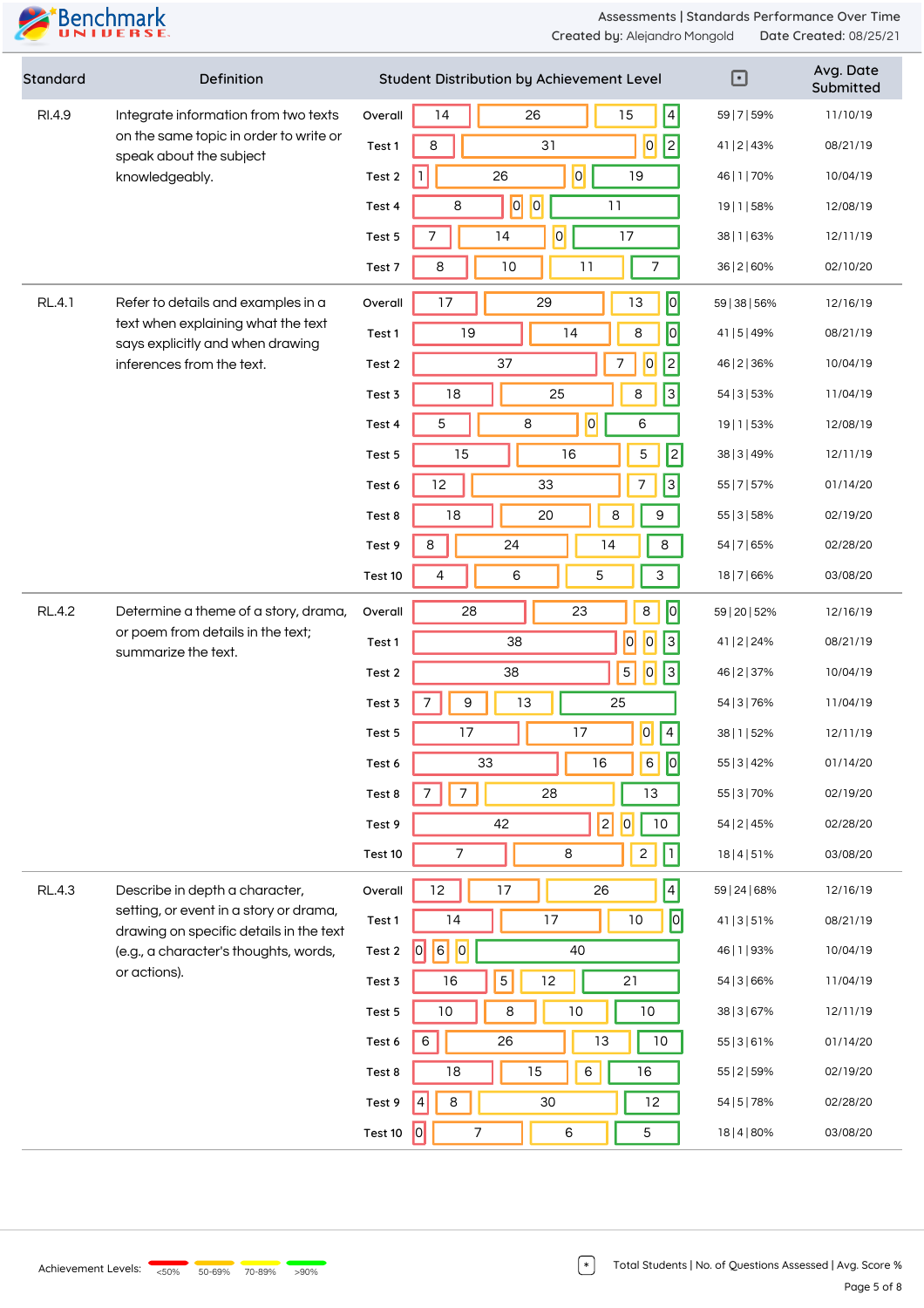# Benchmark Universe

Assessments | Standards Performance Over Time
Created by: Alejandro Mongold    Date Created: 08/25/21

| Standard | Definition | Test | <50% | 50-69% | 70-89% | >90% | Total Students \| No. of Questions Assessed \| Avg. Score % | Avg. Date Submitted |
|---|---|---|---|---|---|---|---|---|
| RI.4.9 | Integrate information from two texts on the same topic in order to write or speak about the subject knowledgeably. | Overall | 14 | 26 | 15 | 4 | 59 \| 7 \| 59% | 11/10/19 |
| | | Test 1 | 8 | 31 | 0 | 2 | 41 \| 2 \| 43% | 08/21/19 |
| | | Test 2 | 1 | 26 | 0 | 19 | 46 \| 1 \| 70% | 10/04/19 |
| | | Test 4 | 8 | 0 | 0 | 11 | 19 \| 1 \| 58% | 12/08/19 |
| | | Test 5 | 7 | 14 | 0 | 17 | 38 \| 1 \| 63% | 12/11/19 |
| | | Test 7 | 8 | 10 | 11 | 7 | 36 \| 2 \| 60% | 02/10/20 |
| RL.4.1 | Refer to details and examples in a text when explaining what the text says explicitly and when drawing inferences from the text. | Overall | 17 | 29 | 13 | 0 | 59 \| 38 \| 56% | 12/16/19 |
| | | Test 1 | 19 | 14 | 8 | 0 | 41 \| 5 \| 49% | 08/21/19 |
| | | Test 2 | 37 | 7 | 0 | 2 | 46 \| 2 \| 36% | 10/04/19 |
| | | Test 3 | 18 | 25 | 8 | 3 | 54 \| 3 \| 53% | 11/04/19 |
| | | Test 4 | 5 | 8 | 0 | 6 | 19 \| 1 \| 53% | 12/08/19 |
| | | Test 5 | 15 | 16 | 5 | 2 | 38 \| 3 \| 49% | 12/11/19 |
| | | Test 6 | 12 | 33 | 7 | 3 | 55 \| 7 \| 57% | 01/14/20 |
| | | Test 8 | 18 | 20 | 8 | 9 | 55 \| 3 \| 58% | 02/19/20 |
| | | Test 9 | 8 | 24 | 14 | 8 | 54 \| 7 \| 65% | 02/28/20 |
| | | Test 10 | 4 | 6 | 5 | 3 | 18 \| 7 \| 66% | 03/08/20 |
| RL.4.2 | Determine a theme of a story, drama, or poem from details in the text; summarize the text. | Overall | 28 | 23 | 8 | 0 | 59 \| 20 \| 52% | 12/16/19 |
| | | Test 1 | 38 | 0 | 0 | 3 | 41 \| 2 \| 24% | 08/21/19 |
| | | Test 2 | 38 | 5 | 0 | 3 | 46 \| 2 \| 37% | 10/04/19 |
| | | Test 3 | 7 | 9 | 13 | 25 | 54 \| 3 \| 76% | 11/04/19 |
| | | Test 5 | 17 | 17 | 0 | 4 | 38 \| 1 \| 52% | 12/11/19 |
| | | Test 6 | 33 | 16 | 6 | 0 | 55 \| 3 \| 42% | 01/14/20 |
| | | Test 8 | 7 | 7 | 28 | 13 | 55 \| 3 \| 70% | 02/19/20 |
| | | Test 9 | 42 | 2 | 0 | 10 | 54 \| 2 \| 45% | 02/28/20 |
| | | Test 10 | 7 | 8 | 2 | 1 | 18 \| 4 \| 51% | 03/08/20 |
| RL.4.3 | Describe in depth a character, setting, or event in a story or drama, drawing on specific details in the text (e.g., a character's thoughts, words, or actions). | Overall | 12 | 17 | 26 | 4 | 59 \| 24 \| 68% | 12/16/19 |
| | | Test 1 | 14 | 17 | 10 | 0 | 41 \| 3 \| 51% | 08/21/19 |
| | | Test 2 | 0 | 6 | 0 | 40 | 46 \| 1 \| 93% | 10/04/19 |
| | | Test 3 | 16 | 5 | 12 | 21 | 54 \| 3 \| 66% | 11/04/19 |
| | | Test 5 | 10 | 8 | 10 | 10 | 38 \| 3 \| 67% | 12/11/19 |
| | | Test 6 | 6 | 26 | 13 | 10 | 55 \| 3 \| 61% | 01/14/20 |
| | | Test 8 | 18 | 15 | 6 | 16 | 55 \| 2 \| 59% | 02/19/20 |
| | | Test 9 | 4 | 8 | 30 | 12 | 54 \| 5 \| 78% | 02/28/20 |
| | | Test 10 | 0 | 7 | 6 | 5 | 18 \| 4 \| 80% | 03/08/20 |

Achievement Levels: <50% | 50-69% | 70-89% | >90%

* Total Students | No. of Questions Assessed | Avg. Score %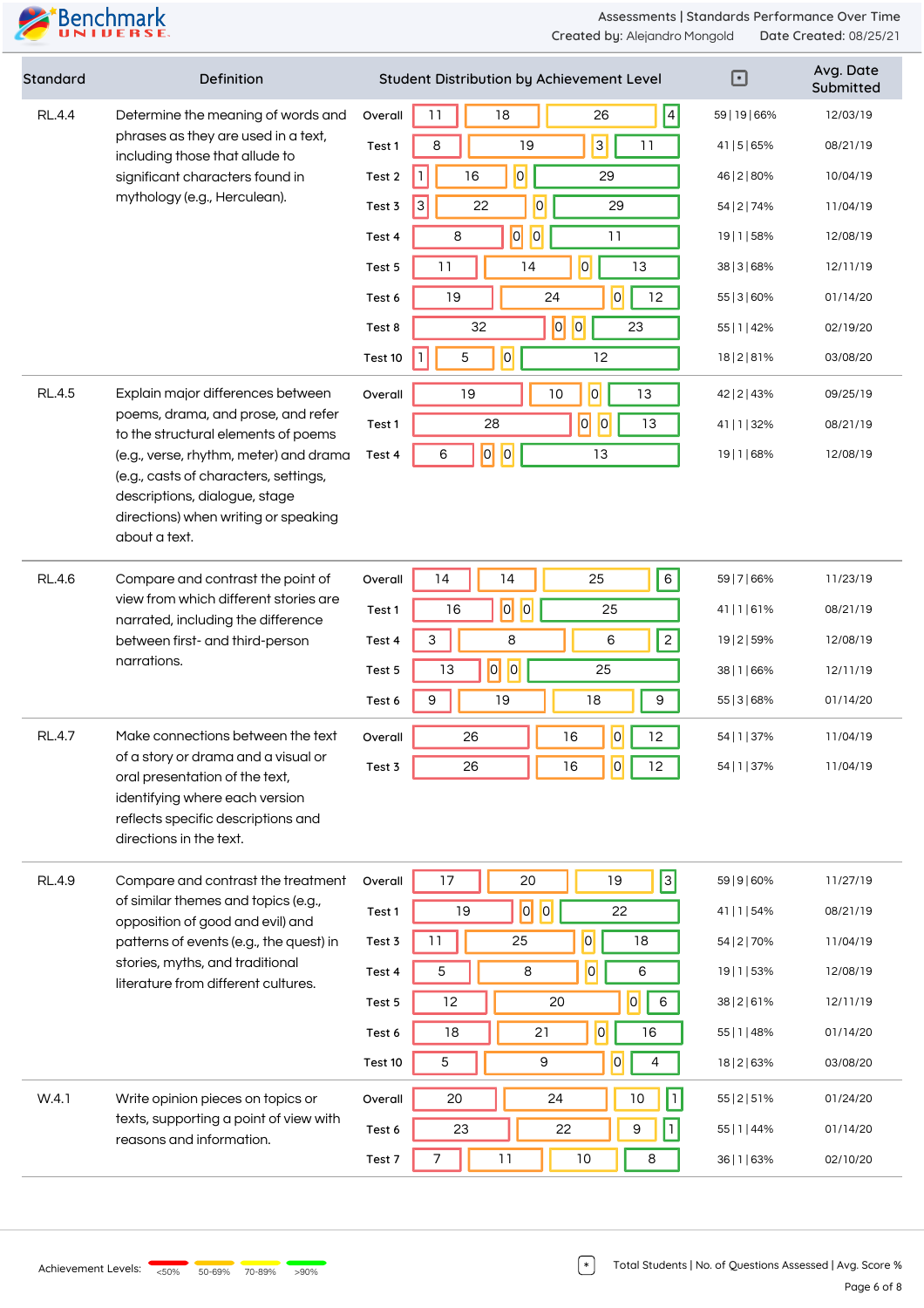Assessments | Standards Performance Over Time
Created by: Alejandro Mongold Date Created: 08/25/21

| Standard | Definition | Student Distribution by Achievement Level | | | | | * | Avg. Date Submitted |
|---|---|---|---|---|---|---|---|---|
| RL.4.4 | Determine the meaning of words and phrases as they are used in a text, including those that allude to significant characters found in mythology (e.g., Herculean). | Overall | 11 | 18 | 26 | 4 | 59 \| 19 \| 66% | 12/03/19 |
| | | Test 1 | 8 | 19 | 3 | 11 | 41 \| 5 \| 65% | 08/21/19 |
| | | Test 2 | 1 | 16 | 0 | 29 | 46 \| 2 \| 80% | 10/04/19 |
| | | Test 3 | 3 | 22 | 0 | 29 | 54 \| 2 \| 74% | 11/04/19 |
| | | Test 4 | 8 | 0 | 0 | 11 | 19 \| 1 \| 58% | 12/08/19 |
| | | Test 5 | 11 | 14 | 0 | 13 | 38 \| 3 \| 68% | 12/11/19 |
| | | Test 6 | 19 | 24 | 0 | 12 | 55 \| 3 \| 60% | 01/14/20 |
| | | Test 8 | 32 | 0 | 0 | 23 | 55 \| 1 \| 42% | 02/19/20 |
| | | Test 10 | 1 | 5 | 0 | 12 | 18 \| 2 \| 81% | 03/08/20 |
| RL.4.5 | Explain major differences between poems, drama, and prose, and refer to the structural elements of poems (e.g., verse, rhythm, meter) and drama (e.g., casts of characters, settings, descriptions, dialogue, stage directions) when writing or speaking about a text. | Overall | 19 | 10 | 0 | 13 | 42 \| 2 \| 43% | 09/25/19 |
| | | Test 1 | 28 | 0 | 0 | 13 | 41 \| 1 \| 32% | 08/21/19 |
| | | Test 4 | 6 | 0 | 0 | 13 | 19 \| 1 \| 68% | 12/08/19 |
| RL.4.6 | Compare and contrast the point of view from which different stories are narrated, including the difference between first- and third-person narrations. | Overall | 14 | 14 | 25 | 6 | 59 \| 7 \| 66% | 11/23/19 |
| | | Test 1 | 16 | 0 | 0 | 25 | 41 \| 1 \| 61% | 08/21/19 |
| | | Test 4 | 3 | 8 | 6 | 2 | 19 \| 2 \| 59% | 12/08/19 |
| | | Test 5 | 13 | 0 | 0 | 25 | 38 \| 1 \| 66% | 12/11/19 |
| | | Test 6 | 9 | 19 | 18 | 9 | 55 \| 3 \| 68% | 01/14/20 |
| RL.4.7 | Make connections between the text of a story or drama and a visual or oral presentation of the text, identifying where each version reflects specific descriptions and directions in the text. | Overall | 26 | 16 | 0 | 12 | 54 \| 1 \| 37% | 11/04/19 |
| | | Test 3 | 26 | 16 | 0 | 12 | 54 \| 1 \| 37% | 11/04/19 |
| RL.4.9 | Compare and contrast the treatment of similar themes and topics (e.g., opposition of good and evil) and patterns of events (e.g., the quest) in stories, myths, and traditional literature from different cultures. | Overall | 17 | 20 | 19 | 3 | 59 \| 9 \| 60% | 11/27/19 |
| | | Test 1 | 19 | 0 | 0 | 22 | 41 \| 1 \| 54% | 08/21/19 |
| | | Test 3 | 11 | 25 | 0 | 18 | 54 \| 2 \| 70% | 11/04/19 |
| | | Test 4 | 5 | 8 | 0 | 6 | 19 \| 1 \| 53% | 12/08/19 |
| | | Test 5 | 12 | 20 | 0 | 6 | 38 \| 2 \| 61% | 12/11/19 |
| | | Test 6 | 18 | 21 | 0 | 16 | 55 \| 1 \| 48% | 01/14/20 |
| | | Test 10 | 5 | 9 | 0 | 4 | 18 \| 2 \| 63% | 03/08/20 |
| W.4.1 | Write opinion pieces on topics or texts, supporting a point of view with reasons and information. | Overall | 20 | 24 | 10 | 1 | 55 \| 2 \| 51% | 01/24/20 |
| | | Test 6 | 23 | 22 | 9 | 1 | 55 \| 1 \| 44% | 01/14/20 |
| | | Test 7 | 7 | 11 | 10 | 8 | 36 \| 1 \| 63% | 02/10/20 |

Achievement Levels: <50% 50-69% 70-89% >90%

* Total Students | No. of Questions Assessed | Avg. Score %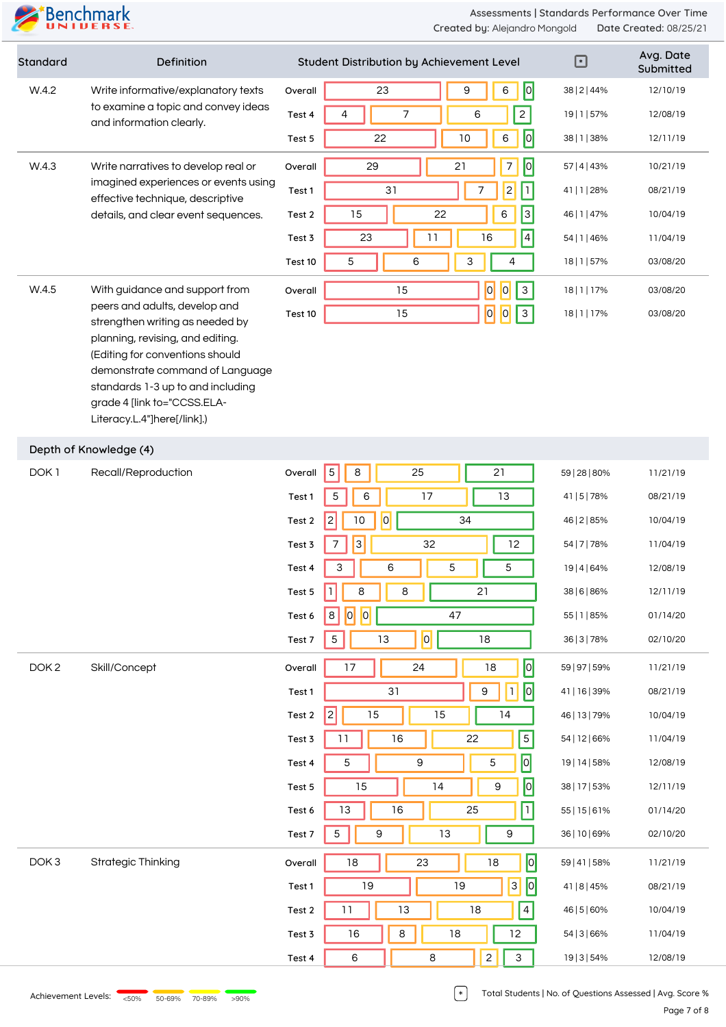| Standard | Definition | | Student Distribution by Achievement Level | | | | Total Students \| No. of Questions Assessed \| Avg. Score % | Avg. Date Submitted |
|---|---|---|---|---|---|---|---|---|
| W.4.2 | Write informative/explanatory texts to examine a topic and convey ideas and information clearly. | Overall | 23 | 9 | 6 | 0 | 38 \| 2 \| 44% | 12/10/19 |
| | | Test 4 | 4 | 7 | 6 | 2 | 19 \| 1 \| 57% | 12/08/19 |
| | | Test 5 | 22 | 10 | 6 | 0 | 38 \| 1 \| 38% | 12/11/19 |
| W.4.3 | Write narratives to develop real or imagined experiences or events using effective technique, descriptive details, and clear event sequences. | Overall | 29 | 21 | 7 | 0 | 57 \| 4 \| 43% | 10/21/19 |
| | | Test 1 | 31 | 7 | 2 | 1 | 41 \| 1 \| 28% | 08/21/19 |
| | | Test 2 | 15 | 22 | 6 | 3 | 46 \| 1 \| 47% | 10/04/19 |
| | | Test 3 | 23 | 11 | 16 | 4 | 54 \| 1 \| 46% | 11/04/19 |
| | | Test 10 | 5 | 6 | 3 | 4 | 18 \| 1 \| 57% | 03/08/20 |
| W.4.5 | With guidance and support from peers and adults, develop and strengthen writing as needed by planning, revising, and editing. (Editing for conventions should demonstrate command of Language standards 1-3 up to and including grade 4 [link to="CCSS.ELA-Literacy.L.4"]here[/link].) | Overall | 15 | 0 | 0 | 3 | 18 \| 1 \| 17% | 03/08/20 |
| | | Test 10 | 15 | 0 | 0 | 3 | 18 \| 1 \| 17% | 03/08/20 |

## Depth of Knowledge (4)

| Standard | Definition | | <50% | 50-69% | 70-89% | >90% | Total Students \| No. of Questions Assessed \| Avg. Score % | Avg. Date Submitted |
|---|---|---|---|---|---|---|---|---|
| DOK 1 | Recall/Reproduction | Overall | 5 | 8 | 25 | 21 | 59 \| 28 \| 80% | 11/21/19 |
| | | Test 1 | 5 | 6 | 17 | 13 | 41 \| 5 \| 78% | 08/21/19 |
| | | Test 2 | 2 | 10 | 0 | 34 | 46 \| 2 \| 85% | 10/04/19 |
| | | Test 3 | 7 | 3 | 32 | 12 | 54 \| 7 \| 78% | 11/04/19 |
| | | Test 4 | 3 | 6 | 5 | 5 | 19 \| 4 \| 64% | 12/08/19 |
| | | Test 5 | 1 | 8 | 8 | 21 | 38 \| 6 \| 86% | 12/11/19 |
| | | Test 6 | 8 | 0 | 0 | 47 | 55 \| 1 \| 85% | 01/14/20 |
| | | Test 7 | 5 | 13 | 0 | 18 | 36 \| 3 \| 78% | 02/10/20 |
| DOK 2 | Skill/Concept | Overall | 17 | 24 | 18 | 0 | 59 \| 97 \| 59% | 11/21/19 |
| | | Test 1 | 31 | 9 | 1 | 0 | 41 \| 16 \| 39% | 08/21/19 |
| | | Test 2 | 2 | 15 | 15 | 14 | 46 \| 13 \| 79% | 10/04/19 |
| | | Test 3 | 11 | 16 | 22 | 5 | 54 \| 12 \| 66% | 11/04/19 |
| | | Test 4 | 5 | 9 | 5 | 0 | 19 \| 14 \| 58% | 12/08/19 |
| | | Test 5 | 15 | 14 | 9 | 0 | 38 \| 17 \| 53% | 12/11/19 |
| | | Test 6 | 13 | 16 | 25 | 1 | 55 \| 15 \| 61% | 01/14/20 |
| | | Test 7 | 5 | 9 | 13 | 9 | 36 \| 10 \| 69% | 02/10/20 |
| DOK 3 | Strategic Thinking | Overall | 18 | 23 | 18 | 0 | 59 \| 41 \| 58% | 11/21/19 |
| | | Test 1 | 19 | 19 | 3 | 0 | 41 \| 8 \| 45% | 08/21/19 |
| | | Test 2 | 11 | 13 | 18 | 4 | 46 \| 5 \| 60% | 10/04/19 |
| | | Test 3 | 16 | 8 | 18 | 12 | 54 \| 3 \| 66% | 11/04/19 |
| | | Test 4 | 6 | 8 | 2 | 3 | 19 \| 3 \| 54% | 12/08/19 |

Achievement Levels: <50% | 50-69% | 70-89% | >90%

[*] Total Students | No. of Questions Assessed | Avg. Score %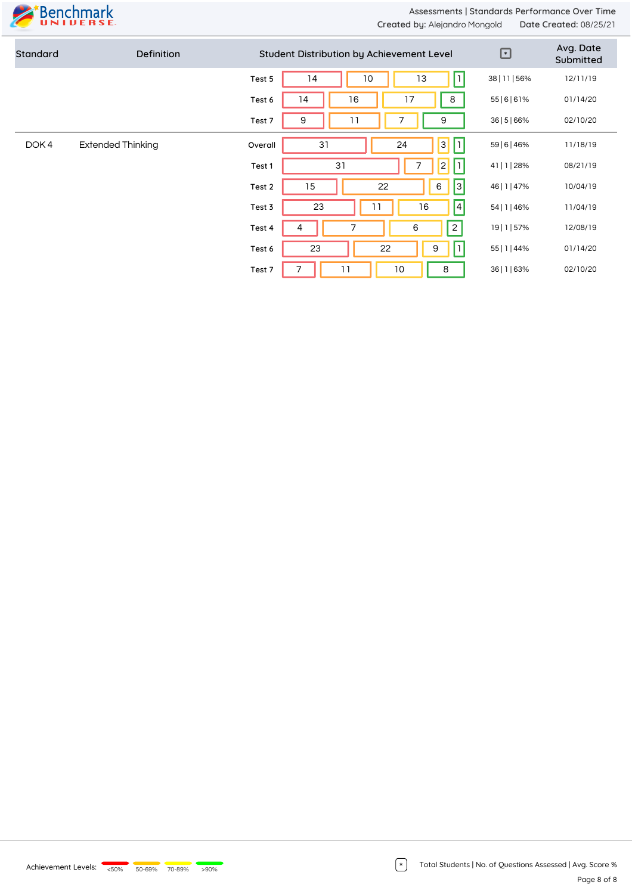| Standard | Definition | Student Distribution by Achievement Level | | | | | [*] | Avg. Date Submitted |
|---|---|---|---|---|---|---|---|---|
| | | Test 5 | 14 | 10 | 13 | 1 | 38 \| 11 \| 56% | 12/11/19 |
| | | Test 6 | 14 | 16 | 17 | 8 | 55 \| 6 \| 61% | 01/14/20 |
| | | Test 7 | 9 | 11 | 7 | 9 | 36 \| 5 \| 66% | 02/10/20 |
| DOK 4 | Extended Thinking | Overall | 31 | 24 | 3 | 1 | 59 \| 6 \| 46% | 11/18/19 |
| | | Test 1 | 31 | 7 | 2 | 1 | 41 \| 1 \| 28% | 08/21/19 |
| | | Test 2 | 15 | 22 | 6 | 3 | 46 \| 1 \| 47% | 10/04/19 |
| | | Test 3 | 23 | 11 | 16 | 4 | 54 \| 1 \| 46% | 11/04/19 |
| | | Test 4 | 4 | 7 | 6 | 2 | 19 \| 1 \| 57% | 12/08/19 |
| | | Test 6 | 23 | 22 | 9 | 1 | 55 \| 1 \| 44% | 01/14/20 |
| | | Test 7 | 7 | 11 | 10 | 8 | 36 \| 1 \| 63% | 02/10/20 |

Achievement Levels: <50% 50-69% 70-89% >90%

[*] Total Students | No. of Questions Assessed | Avg. Score %